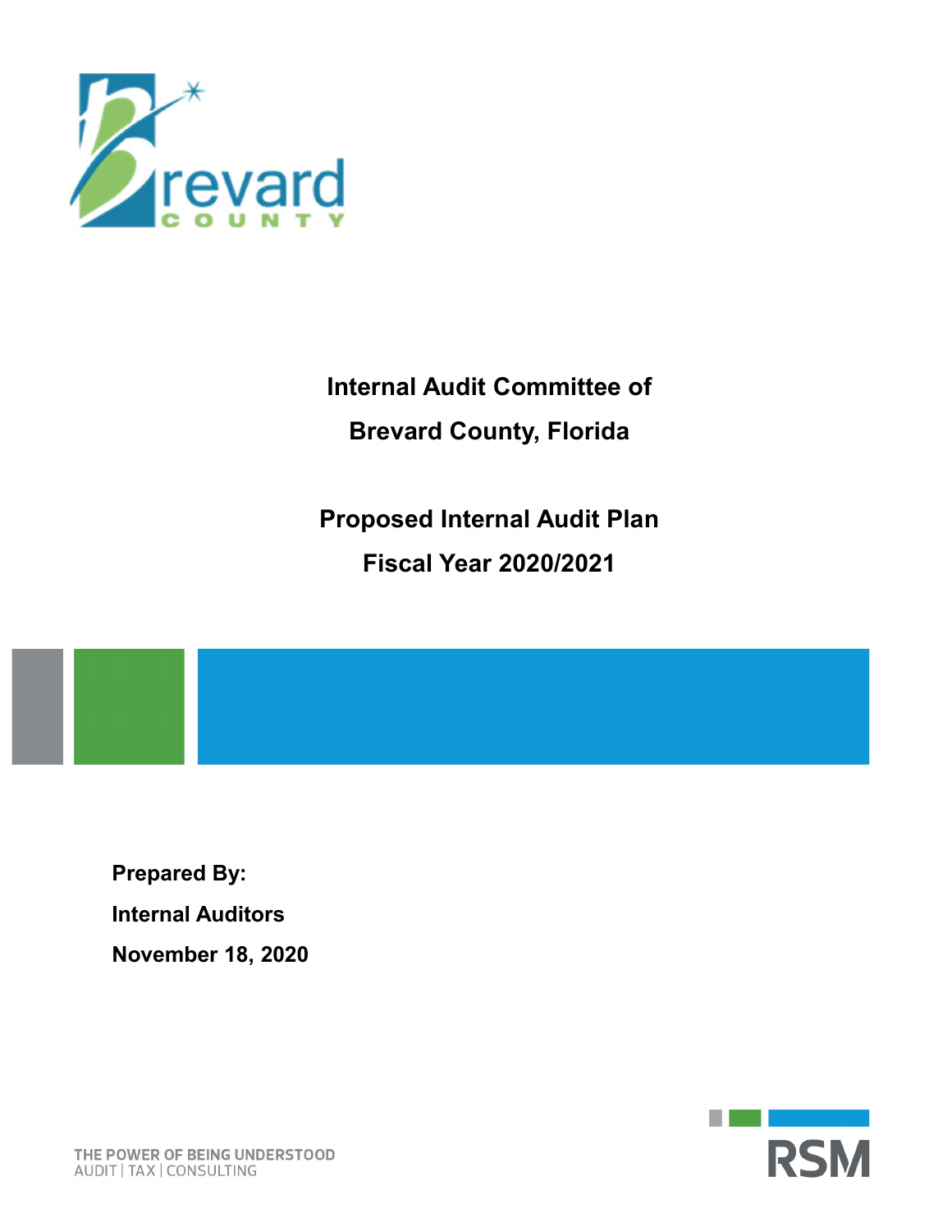# Internal Audit Committee of Brevard County, Florida

## Proposed Internal Audit Plan Fiscal Year 2020/2021

**Prepared By:**

**Internal Auditors**

**November 18, 2020**

THE POWER OF BEING UNDERSTOOD
AUDIT | TAX | CONSULTING

RSM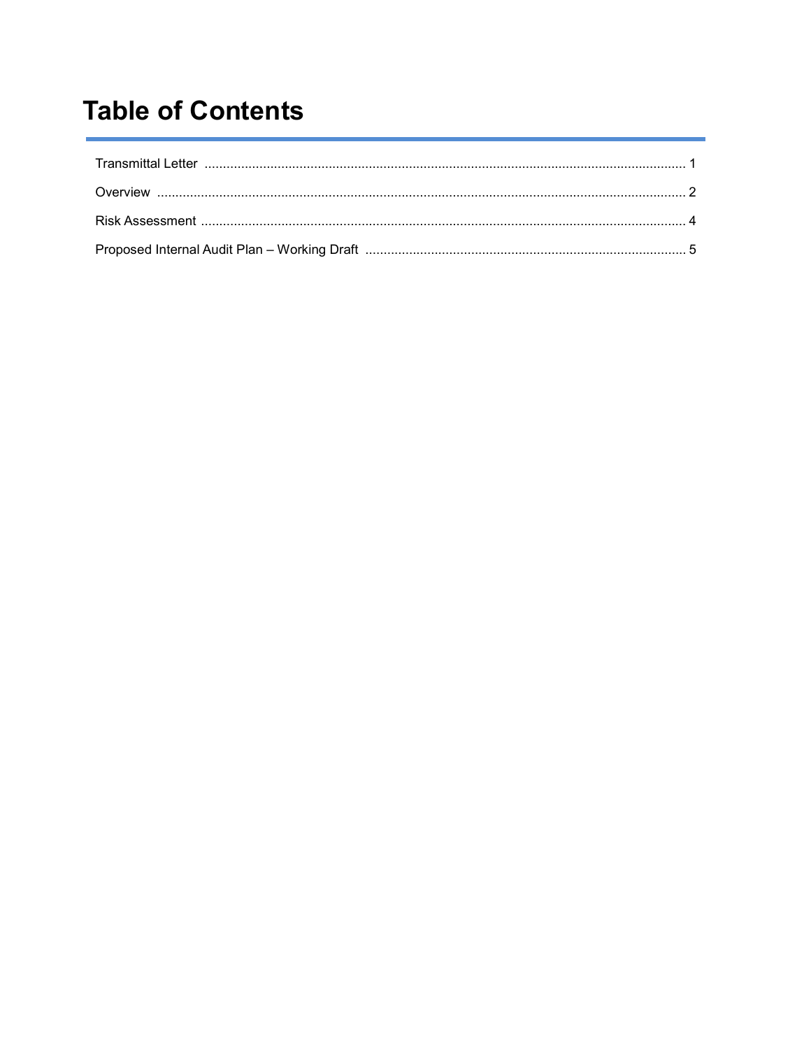# Table of Contents

| Section | Page |
|---|---|
| Transmittal Letter | 1 |
| Overview | 2 |
| Risk Assessment | 4 |
| Proposed Internal Audit Plan – Working Draft | 5 |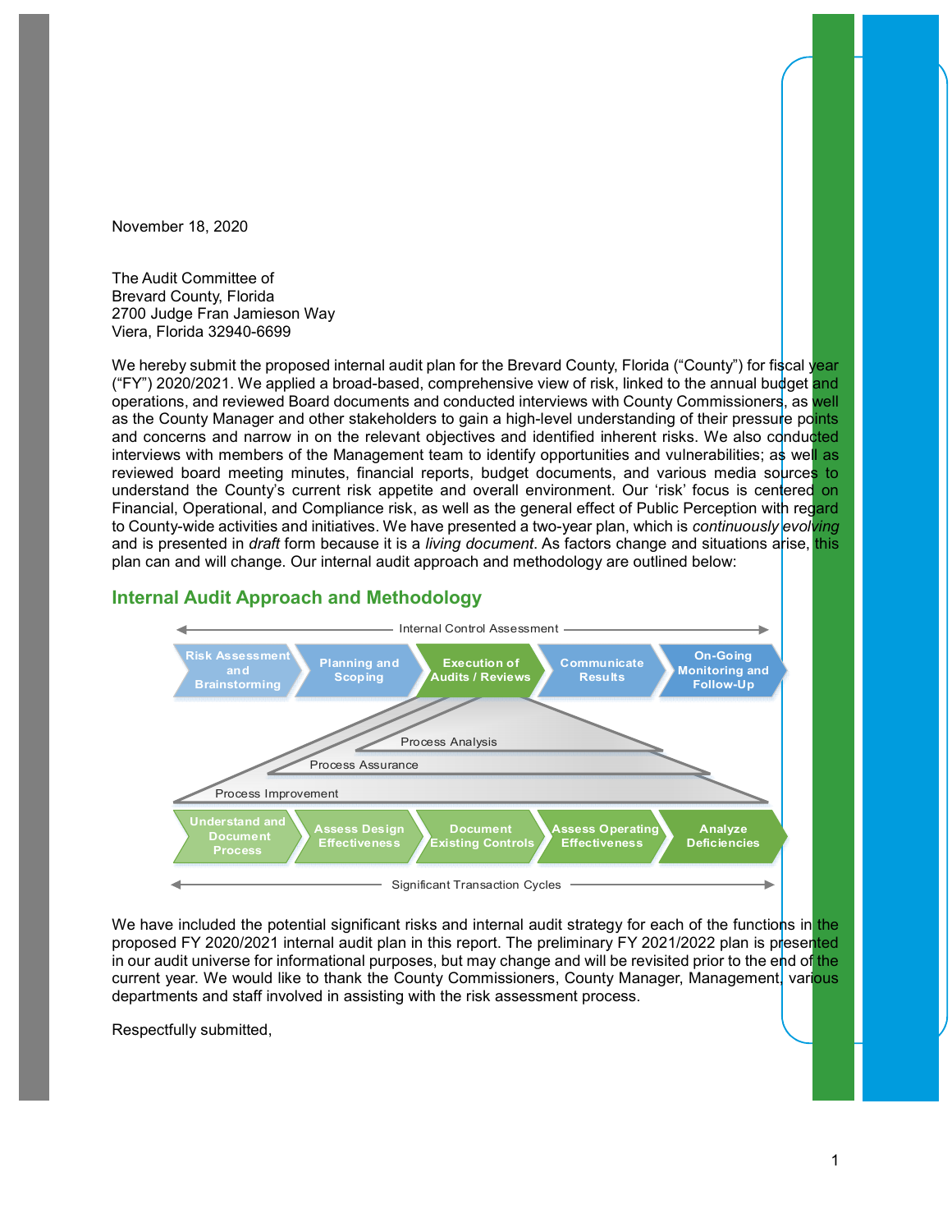November 18, 2020

The Audit Committee of  
Brevard County, Florida  
2700 Judge Fran Jamieson Way  
Viera, Florida 32940-6699

We hereby submit the proposed internal audit plan for the Brevard County, Florida ("County") for fiscal year ("FY") 2020/2021. We applied a broad-based, comprehensive view of risk, linked to the annual budget and operations, and reviewed Board documents and conducted interviews with County Commissioners, as well as the County Manager and other stakeholders to gain a high-level understanding of their pressure points and concerns and narrow in on the relevant objectives and identified inherent risks. We also conducted interviews with members of the Management team to identify opportunities and vulnerabilities; as well as reviewed board meeting minutes, financial reports, budget documents, and various media sources to understand the County's current risk appetite and overall environment. Our 'risk' focus is centered on Financial, Operational, and Compliance risk, as well as the general effect of Public Perception with regard to County-wide activities and initiatives. We have presented a two-year plan, which is *continuously evolving* and is presented in *draft* form because it is a *living document*. As factors change and situations arise, this plan can and will change. Our internal audit approach and methodology are outlined below:

## Internal Audit Approach and Methodology

Internal Control Assessment

Risk Assessment and Brainstorming → Planning and Scoping → Execution of Audits / Reviews → Communicate Results → On-Going Monitoring and Follow-Up

Process Analysis

Process Assurance

Process Improvement

Understand and Document Process → Assess Design Effectiveness → Document Existing Controls → Assess Operating Effectiveness → Analyze Deficiencies

Significant Transaction Cycles

We have included the potential significant risks and internal audit strategy for each of the functions in the proposed FY 2020/2021 internal audit plan in this report. The preliminary FY 2021/2022 plan is presented in our audit universe for informational purposes, but may change and will be revisited prior to the end of the current year. We would like to thank the County Commissioners, County Manager, Management, various departments and staff involved in assisting with the risk assessment process.

Respectfully submitted,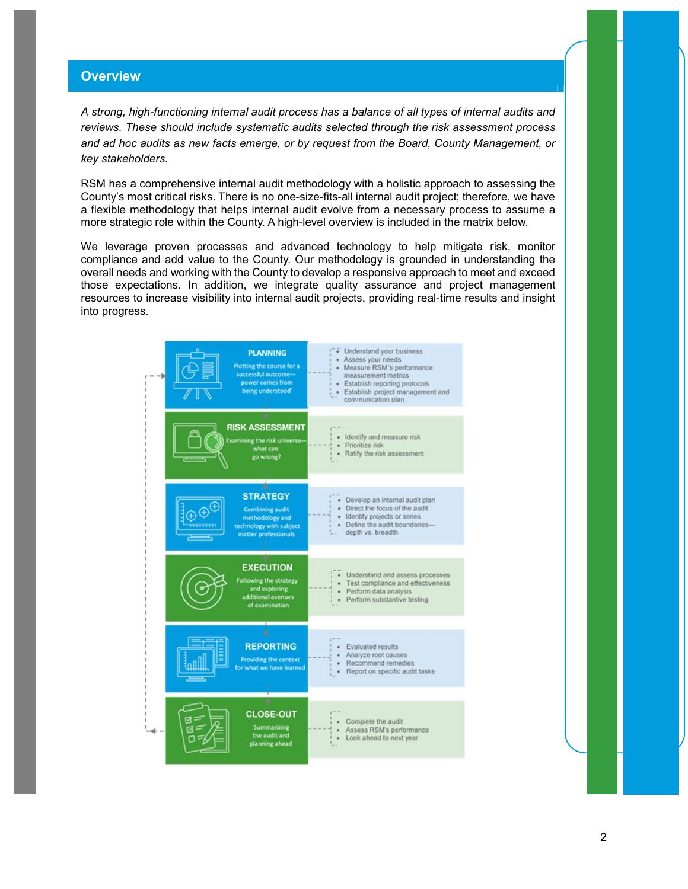## Overview

*A strong, high-functioning internal audit process has a balance of all types of internal audits and reviews. These should include systematic audits selected through the risk assessment process and ad hoc audits as new facts emerge, or by request from the Board, County Management, or key stakeholders.*

RSM has a comprehensive internal audit methodology with a holistic approach to assessing the County's most critical risks. There is no one-size-fits-all internal audit project; therefore, we have a flexible methodology that helps internal audit evolve from a necessary process to assume a more strategic role within the County. A high-level overview is included in the matrix below.

We leverage proven processes and advanced technology to help mitigate risk, monitor compliance and add value to the County. Our methodology is grounded in understanding the overall needs and working with the County to develop a responsive approach to meet and exceed those expectations. In addition, we integrate quality assurance and project management resources to increase visibility into internal audit projects, providing real-time results and insight into progress.

| Phase | Activities |
| --- | --- |
| **PLANNING**<br>Plotting the course for a successful outcome—power comes from being understood | • Understand your business<br>• Assess your needs<br>• Measure RSM's performance measurement metrics<br>• Establish reporting protocols<br>• Establish project management and communication plan |
| **RISK ASSESSMENT**<br>Examining the risk universe—what can go wrong? | • Identify and measure risk<br>• Prioritize risk<br>• Ratify the risk assessment |
| **STRATEGY**<br>Combining audit methodology and technology with subject matter professionals | • Develop an internal audit plan<br>• Direct the focus of the audit<br>• Identify projects or series<br>• Define the audit boundaries—depth vs. breadth |
| **EXECUTION**<br>Following the strategy and exploring additional avenues of examination | • Understand and assess processes<br>• Test compliance and effectiveness<br>• Perform data analysis<br>• Perform substantive testing |
| **REPORTING**<br>Providing the context for what we have learned | • Evaluated results<br>• Analyze root causes<br>• Recommend remedies<br>• Report on specific audit tasks |
| **CLOSE-OUT**<br>Summarizing the audit and planning ahead | • Complete the audit<br>• Assess RSM's performance<br>• Look ahead to next year |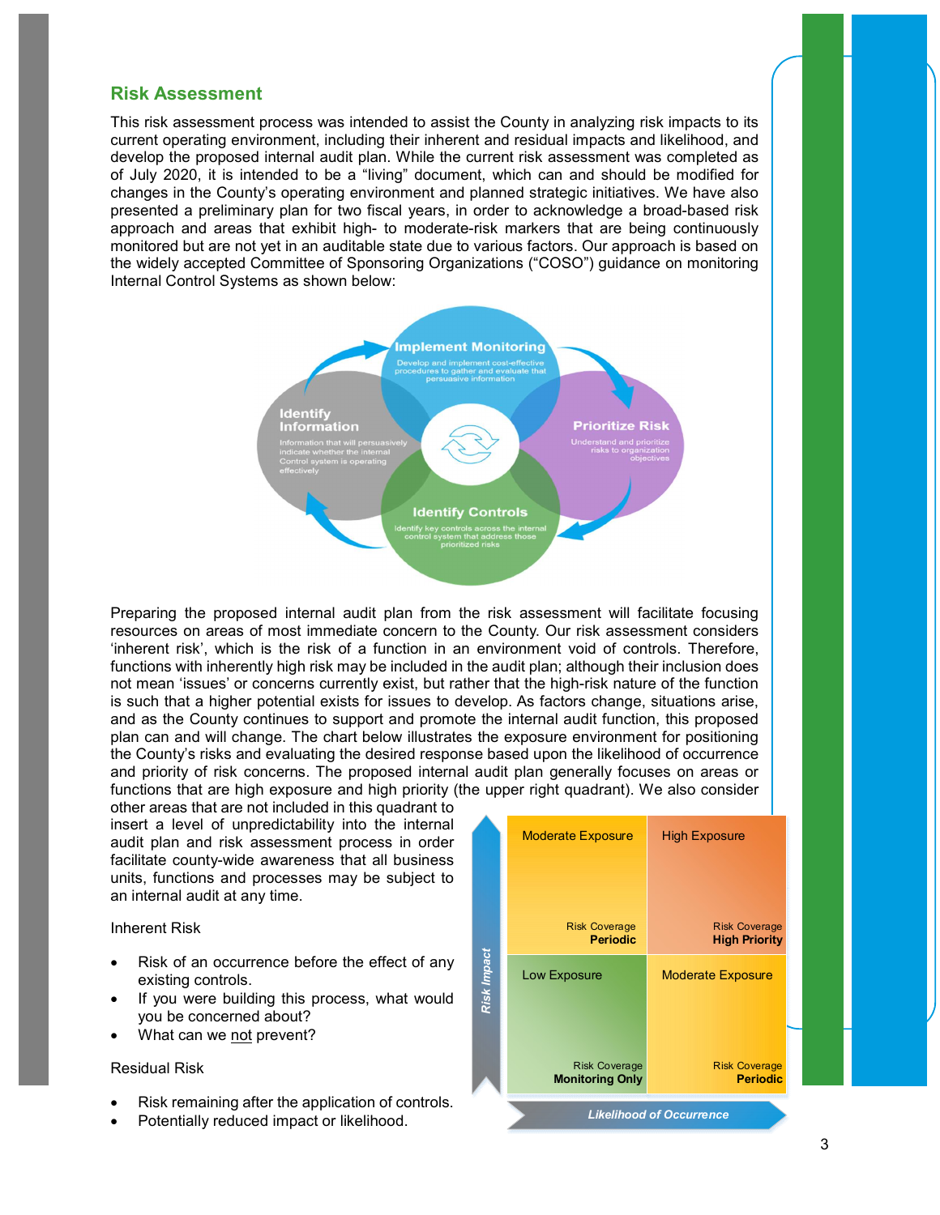## Risk Assessment

This risk assessment process was intended to assist the County in analyzing risk impacts to its current operating environment, including their inherent and residual impacts and likelihood, and develop the proposed internal audit plan. While the current risk assessment was completed as of July 2020, it is intended to be a "living" document, which can and should be modified for changes in the County's operating environment and planned strategic initiatives. We have also presented a preliminary plan for two fiscal years, in order to acknowledge a broad-based risk approach and areas that exhibit high- to moderate-risk markers that are being continuously monitored but are not yet in an auditable state due to various factors. Our approach is based on the widely accepted Committee of Sponsoring Organizations ("COSO") guidance on monitoring Internal Control Systems as shown below:

**Implement Monitoring** – Develop and implement cost-effective procedures to gather and evaluate that persuasive information

**Prioritize Risk** – Understand and prioritize risks to organization objectives

**Identify Controls** – Identify key controls across the internal control system that address those prioritized risks

**Identify Information** – Information that will persuasively indicate whether the internal Control system is operating effectively

Preparing the proposed internal audit plan from the risk assessment will facilitate focusing resources on areas of most immediate concern to the County. Our risk assessment considers 'inherent risk', which is the risk of a function in an environment void of controls. Therefore, functions with inherently high risk may be included in the audit plan; although their inclusion does not mean 'issues' or concerns currently exist, but rather that the high-risk nature of the function is such that a higher potential exists for issues to develop. As factors change, situations arise, and as the County continues to support and promote the internal audit function, this proposed plan can and will change. The chart below illustrates the exposure environment for positioning the County's risks and evaluating the desired response based upon the likelihood of occurrence and priority of risk concerns. The proposed internal audit plan generally focuses on areas or functions that are high exposure and high priority (the upper right quadrant). We also consider other areas that are not included in this quadrant to insert a level of unpredictability into the internal audit plan and risk assessment process in order facilitate county-wide awareness that all business units, functions and processes may be subject to an internal audit at any time.

| Risk Impact ↑ / Likelihood of Occurrence → | Lower Likelihood | Higher Likelihood |
|---|---|---|
| Higher Impact | Moderate Exposure – Risk Coverage **Periodic** | High Exposure – Risk Coverage **High Priority** |
| Lower Impact | Low Exposure – Risk Coverage **Monitoring Only** | Moderate Exposure – Risk Coverage **Periodic** |

Inherent Risk

- Risk of an occurrence before the effect of any existing controls.
- If you were building this process, what would you be concerned about?
- What can we not prevent?

Residual Risk

- Risk remaining after the application of controls.
- Potentially reduced impact or likelihood.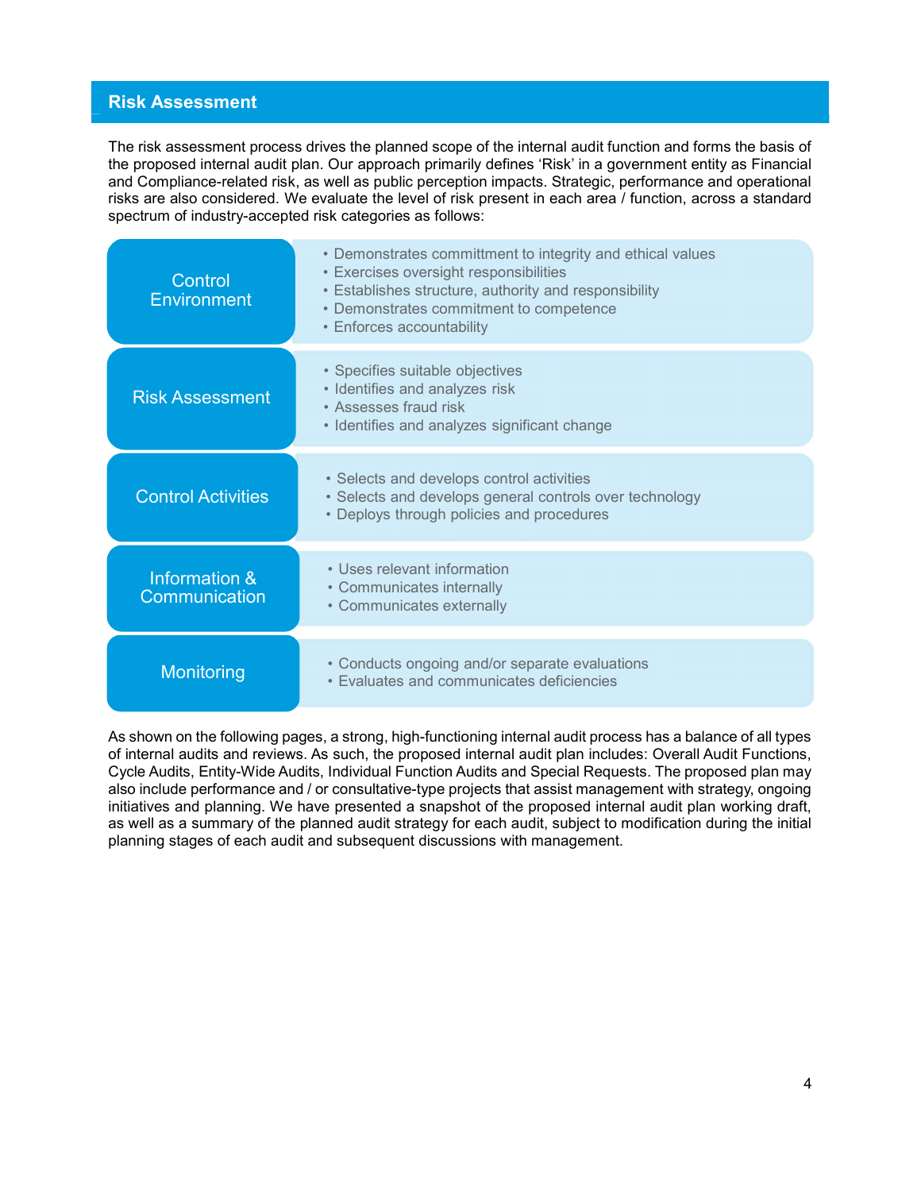## Risk Assessment

The risk assessment process drives the planned scope of the internal audit function and forms the basis of the proposed internal audit plan. Our approach primarily defines 'Risk' in a government entity as Financial and Compliance-related risk, as well as public perception impacts. Strategic, performance and operational risks are also considered. We evaluate the level of risk present in each area / function, across a standard spectrum of industry-accepted risk categories as follows:

| Category | Principles |
| --- | --- |
| Control Environment | • Demonstrates committment to integrity and ethical values<br>• Exercises oversight responsibilities<br>• Establishes structure, authority and responsibility<br>• Demonstrates commitment to competence<br>• Enforces accountability |
| Risk Assessment | • Specifies suitable objectives<br>• Identifies and analyzes risk<br>• Assesses fraud risk<br>• Identifies and analyzes significant change |
| Control Activities | • Selects and develops control activities<br>• Selects and develops general controls over technology<br>• Deploys through policies and procedures |
| Information & Communication | • Uses relevant information<br>• Communicates internally<br>• Communicates externally |
| Monitoring | • Conducts ongoing and/or separate evaluations<br>• Evaluates and communicates deficiencies |

As shown on the following pages, a strong, high-functioning internal audit process has a balance of all types of internal audits and reviews. As such, the proposed internal audit plan includes: Overall Audit Functions, Cycle Audits, Entity-Wide Audits, Individual Function Audits and Special Requests. The proposed plan may also include performance and / or consultative-type projects that assist management with strategy, ongoing initiatives and planning. We have presented a snapshot of the proposed internal audit plan working draft, as well as a summary of the planned audit strategy for each audit, subject to modification during the initial planning stages of each audit and subsequent discussions with management.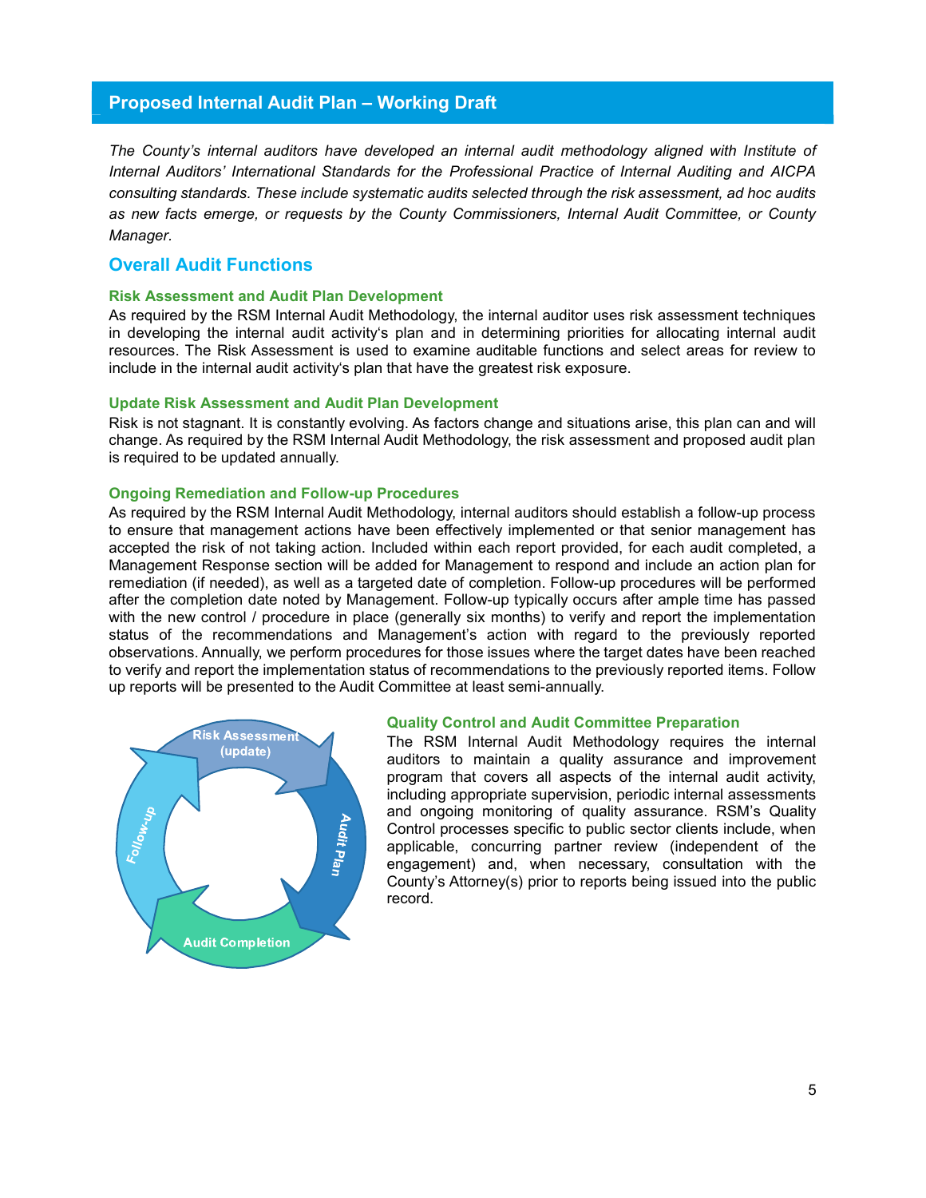## Proposed Internal Audit Plan – Working Draft

*The County's internal auditors have developed an internal audit methodology aligned with Institute of Internal Auditors' International Standards for the Professional Practice of Internal Auditing and AICPA consulting standards. These include systematic audits selected through the risk assessment, ad hoc audits as new facts emerge, or requests by the County Commissioners, Internal Audit Committee, or County Manager.*

### Overall Audit Functions

#### Risk Assessment and Audit Plan Development

As required by the RSM Internal Audit Methodology, the internal auditor uses risk assessment techniques in developing the internal audit activity's plan and in determining priorities for allocating internal audit resources. The Risk Assessment is used to examine auditable functions and select areas for review to include in the internal audit activity's plan that have the greatest risk exposure.

#### Update Risk Assessment and Audit Plan Development

Risk is not stagnant. It is constantly evolving. As factors change and situations arise, this plan can and will change. As required by the RSM Internal Audit Methodology, the risk assessment and proposed audit plan is required to be updated annually.

#### Ongoing Remediation and Follow-up Procedures

As required by the RSM Internal Audit Methodology, internal auditors should establish a follow-up process to ensure that management actions have been effectively implemented or that senior management has accepted the risk of not taking action. Included within each report provided, for each audit completed, a Management Response section will be added for Management to respond and include an action plan for remediation (if needed), as well as a targeted date of completion. Follow-up procedures will be performed after the completion date noted by Management. Follow-up typically occurs after ample time has passed with the new control / procedure in place (generally six months) to verify and report the implementation status of the recommendations and Management's action with regard to the previously reported observations. Annually, we perform procedures for those issues where the target dates have been reached to verify and report the implementation status of recommendations to the previously reported items. Follow up reports will be presented to the Audit Committee at least semi-annually.

Risk Assessment (update) → Audit Plan → Audit Completion → Follow-up

#### Quality Control and Audit Committee Preparation

The RSM Internal Audit Methodology requires the internal auditors to maintain a quality assurance and improvement program that covers all aspects of the internal audit activity, including appropriate supervision, periodic internal assessments and ongoing monitoring of quality assurance. RSM's Quality Control processes specific to public sector clients include, when applicable, concurring partner review (independent of the engagement) and, when necessary, consultation with the County's Attorney(s) prior to reports being issued into the public record.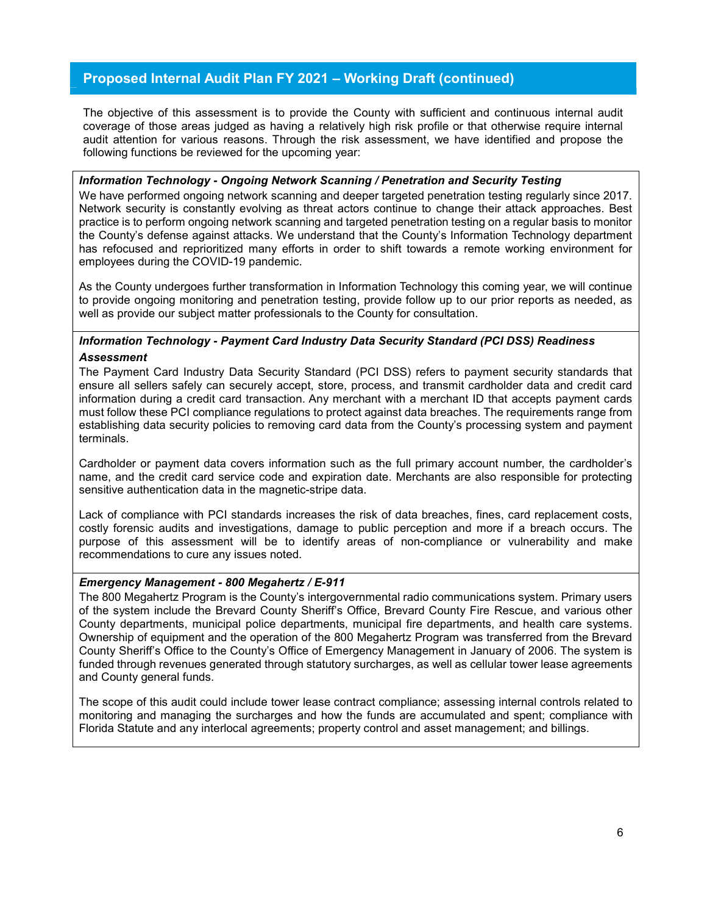## Proposed Internal Audit Plan FY 2021 – Working Draft (continued)

The objective of this assessment is to provide the County with sufficient and continuous internal audit coverage of those areas judged as having a relatively high risk profile or that otherwise require internal audit attention for various reasons. Through the risk assessment, we have identified and propose the following functions be reviewed for the upcoming year:

***Information Technology - Ongoing Network Scanning / Penetration and Security Testing***

We have performed ongoing network scanning and deeper targeted penetration testing regularly since 2017. Network security is constantly evolving as threat actors continue to change their attack approaches. Best practice is to perform ongoing network scanning and targeted penetration testing on a regular basis to monitor the County's defense against attacks. We understand that the County's Information Technology department has refocused and reprioritized many efforts in order to shift towards a remote working environment for employees during the COVID-19 pandemic.

As the County undergoes further transformation in Information Technology this coming year, we will continue to provide ongoing monitoring and penetration testing, provide follow up to our prior reports as needed, as well as provide our subject matter professionals to the County for consultation.

***Information Technology - Payment Card Industry Data Security Standard (PCI DSS) Readiness Assessment***

The Payment Card Industry Data Security Standard (PCI DSS) refers to payment security standards that ensure all sellers safely can securely accept, store, process, and transmit cardholder data and credit card information during a credit card transaction. Any merchant with a merchant ID that accepts payment cards must follow these PCI compliance regulations to protect against data breaches. The requirements range from establishing data security policies to removing card data from the County's processing system and payment terminals.

Cardholder or payment data covers information such as the full primary account number, the cardholder's name, and the credit card service code and expiration date. Merchants are also responsible for protecting sensitive authentication data in the magnetic-stripe data.

Lack of compliance with PCI standards increases the risk of data breaches, fines, card replacement costs, costly forensic audits and investigations, damage to public perception and more if a breach occurs. The purpose of this assessment will be to identify areas of non-compliance or vulnerability and make recommendations to cure any issues noted.

***Emergency Management - 800 Megahertz / E-911***

The 800 Megahertz Program is the County's intergovernmental radio communications system. Primary users of the system include the Brevard County Sheriff's Office, Brevard County Fire Rescue, and various other County departments, municipal police departments, municipal fire departments, and health care systems. Ownership of equipment and the operation of the 800 Megahertz Program was transferred from the Brevard County Sheriff's Office to the County's Office of Emergency Management in January of 2006. The system is funded through revenues generated through statutory surcharges, as well as cellular tower lease agreements and County general funds.

The scope of this audit could include tower lease contract compliance; assessing internal controls related to monitoring and managing the surcharges and how the funds are accumulated and spent; compliance with Florida Statute and any interlocal agreements; property control and asset management; and billings.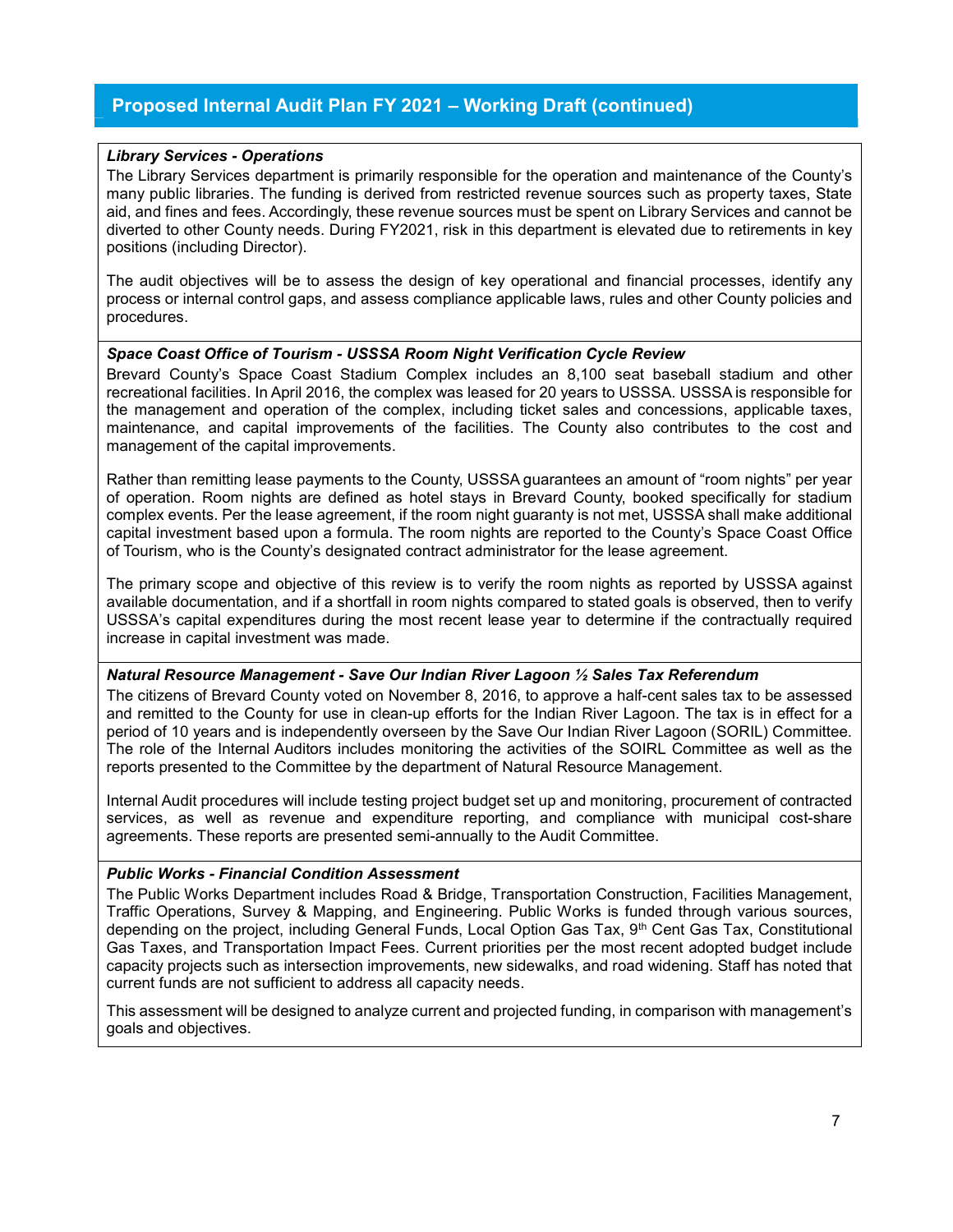## Proposed Internal Audit Plan FY 2021 – Working Draft (continued)

***Library Services - Operations***

The Library Services department is primarily responsible for the operation and maintenance of the County's many public libraries. The funding is derived from restricted revenue sources such as property taxes, State aid, and fines and fees. Accordingly, these revenue sources must be spent on Library Services and cannot be diverted to other County needs. During FY2021, risk in this department is elevated due to retirements in key positions (including Director).

The audit objectives will be to assess the design of key operational and financial processes, identify any process or internal control gaps, and assess compliance applicable laws, rules and other County policies and procedures.

***Space Coast Office of Tourism - USSSA Room Night Verification Cycle Review***

Brevard County's Space Coast Stadium Complex includes an 8,100 seat baseball stadium and other recreational facilities. In April 2016, the complex was leased for 20 years to USSSA. USSSA is responsible for the management and operation of the complex, including ticket sales and concessions, applicable taxes, maintenance, and capital improvements of the facilities. The County also contributes to the cost and management of the capital improvements.

Rather than remitting lease payments to the County, USSSA guarantees an amount of "room nights" per year of operation. Room nights are defined as hotel stays in Brevard County, booked specifically for stadium complex events. Per the lease agreement, if the room night guaranty is not met, USSSA shall make additional capital investment based upon a formula. The room nights are reported to the County's Space Coast Office of Tourism, who is the County's designated contract administrator for the lease agreement.

The primary scope and objective of this review is to verify the room nights as reported by USSSA against available documentation, and if a shortfall in room nights compared to stated goals is observed, then to verify USSSA's capital expenditures during the most recent lease year to determine if the contractually required increase in capital investment was made.

***Natural Resource Management - Save Our Indian River Lagoon ½ Sales Tax Referendum***

The citizens of Brevard County voted on November 8, 2016, to approve a half-cent sales tax to be assessed and remitted to the County for use in clean-up efforts for the Indian River Lagoon. The tax is in effect for a period of 10 years and is independently overseen by the Save Our Indian River Lagoon (SORIL) Committee. The role of the Internal Auditors includes monitoring the activities of the SOIRL Committee as well as the reports presented to the Committee by the department of Natural Resource Management.

Internal Audit procedures will include testing project budget set up and monitoring, procurement of contracted services, as well as revenue and expenditure reporting, and compliance with municipal cost-share agreements. These reports are presented semi-annually to the Audit Committee.

***Public Works - Financial Condition Assessment***

The Public Works Department includes Road & Bridge, Transportation Construction, Facilities Management, Traffic Operations, Survey & Mapping, and Engineering. Public Works is funded through various sources, depending on the project, including General Funds, Local Option Gas Tax, 9th Cent Gas Tax, Constitutional Gas Taxes, and Transportation Impact Fees. Current priorities per the most recent adopted budget include capacity projects such as intersection improvements, new sidewalks, and road widening. Staff has noted that current funds are not sufficient to address all capacity needs.

This assessment will be designed to analyze current and projected funding, in comparison with management's goals and objectives.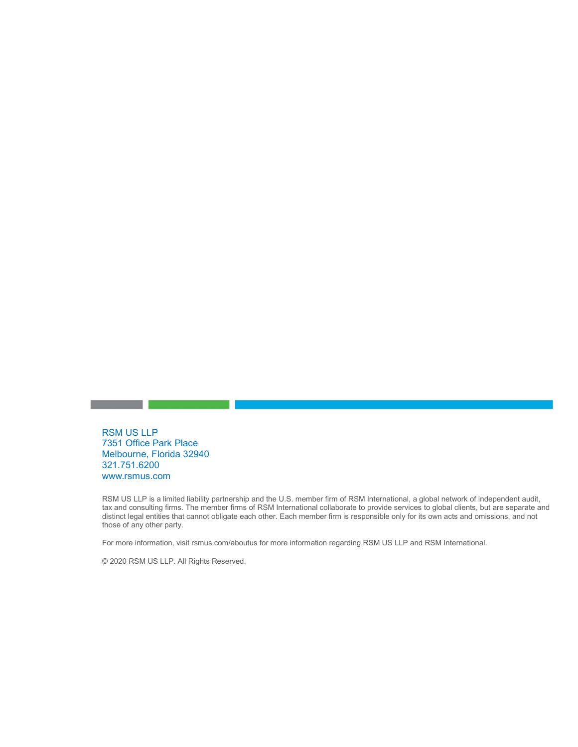RSM US LLP
7351 Office Park Place
Melbourne, Florida 32940
321.751.6200
www.rsmus.com

RSM US LLP is a limited liability partnership and the U.S. member firm of RSM International, a global network of independent audit, tax and consulting firms. The member firms of RSM International collaborate to provide services to global clients, but are separate and distinct legal entities that cannot obligate each other. Each member firm is responsible only for its own acts and omissions, and not those of any other party.

For more information, visit rsmus.com/aboutus for more information regarding RSM US LLP and RSM International.

© 2020 RSM US LLP. All Rights Reserved.